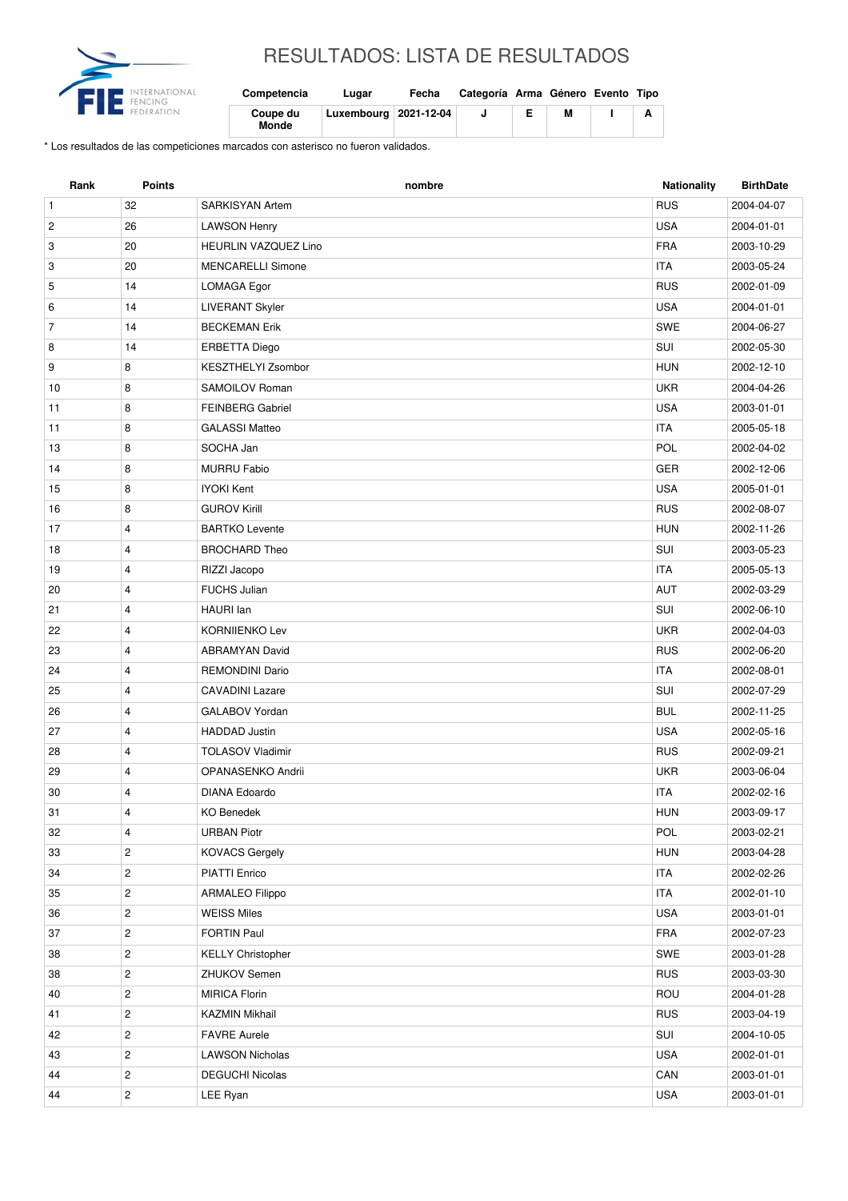# RESULTADOS: LISTA DE RESULTADOS

| Competencia | Lugar | Fecha | Categoría | Arma | Género | Evento | Tipo |
|---|---|---|---|---|---|---|---|
| Coupe du Monde | Luxembourg | 2021-12-04 | J | E | M | I | A |

* Los resultados de las competiciones marcados con asterisco no fueron validados.

| Rank | Points | nombre | Nationality | BirthDate |
|---|---|---|---|---|
| 1 | 32 | SARKISYAN Artem | RUS | 2004-04-07 |
| 2 | 26 | LAWSON Henry | USA | 2004-01-01 |
| 3 | 20 | HEURLIN VAZQUEZ Lino | FRA | 2003-10-29 |
| 3 | 20 | MENCARELLI Simone | ITA | 2003-05-24 |
| 5 | 14 | LOMAGA Egor | RUS | 2002-01-09 |
| 6 | 14 | LIVERANT Skyler | USA | 2004-01-01 |
| 7 | 14 | BECKEMAN Erik | SWE | 2004-06-27 |
| 8 | 14 | ERBETTA Diego | SUI | 2002-05-30 |
| 9 | 8 | KESZTHELYI Zsombor | HUN | 2002-12-10 |
| 10 | 8 | SAMOILOV Roman | UKR | 2004-04-26 |
| 11 | 8 | FEINBERG Gabriel | USA | 2003-01-01 |
| 11 | 8 | GALASSI Matteo | ITA | 2005-05-18 |
| 13 | 8 | SOCHA Jan | POL | 2002-04-02 |
| 14 | 8 | MURRU Fabio | GER | 2002-12-06 |
| 15 | 8 | IYOKI Kent | USA | 2005-01-01 |
| 16 | 8 | GUROV Kirill | RUS | 2002-08-07 |
| 17 | 4 | BARTKO Levente | HUN | 2002-11-26 |
| 18 | 4 | BROCHARD Theo | SUI | 2003-05-23 |
| 19 | 4 | RIZZI Jacopo | ITA | 2005-05-13 |
| 20 | 4 | FUCHS Julian | AUT | 2002-03-29 |
| 21 | 4 | HAURI Ian | SUI | 2002-06-10 |
| 22 | 4 | KORNIIENKO Lev | UKR | 2002-04-03 |
| 23 | 4 | ABRAMYAN David | RUS | 2002-06-20 |
| 24 | 4 | REMONDINI Dario | ITA | 2002-08-01 |
| 25 | 4 | CAVADINI Lazare | SUI | 2002-07-29 |
| 26 | 4 | GALABOV Yordan | BUL | 2002-11-25 |
| 27 | 4 | HADDAD Justin | USA | 2002-05-16 |
| 28 | 4 | TOLASOV Vladimir | RUS | 2002-09-21 |
| 29 | 4 | OPANASENKO Andrii | UKR | 2003-06-04 |
| 30 | 4 | DIANA Edoardo | ITA | 2002-02-16 |
| 31 | 4 | KO Benedek | HUN | 2003-09-17 |
| 32 | 4 | URBAN Piotr | POL | 2003-02-21 |
| 33 | 2 | KOVACS Gergely | HUN | 2003-04-28 |
| 34 | 2 | PIATTI Enrico | ITA | 2002-02-26 |
| 35 | 2 | ARMALEO Filippo | ITA | 2002-01-10 |
| 36 | 2 | WEISS Miles | USA | 2003-01-01 |
| 37 | 2 | FORTIN Paul | FRA | 2002-07-23 |
| 38 | 2 | KELLY Christopher | SWE | 2003-01-28 |
| 38 | 2 | ZHUKOV Semen | RUS | 2003-03-30 |
| 40 | 2 | MIRICA Florin | ROU | 2004-01-28 |
| 41 | 2 | KAZMIN Mikhail | RUS | 2003-04-19 |
| 42 | 2 | FAVRE Aurele | SUI | 2004-10-05 |
| 43 | 2 | LAWSON Nicholas | USA | 2002-01-01 |
| 44 | 2 | DEGUCHI Nicolas | CAN | 2003-01-01 |
| 44 | 2 | LEE Ryan | USA | 2003-01-01 |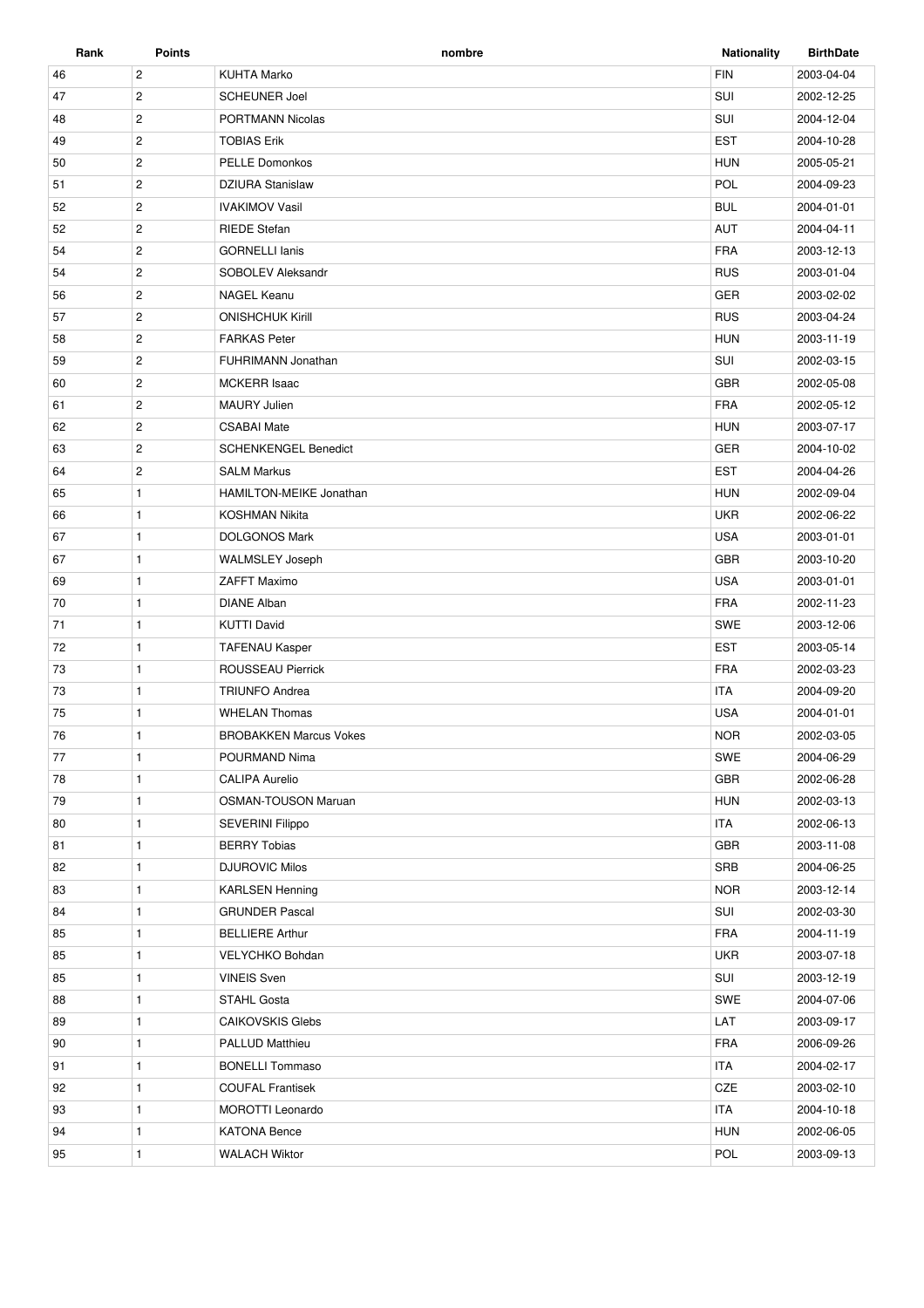| Rank | Points | nombre | Nationality | BirthDate |
|---|---|---|---|---|
| 46 | 2 | KUHTA Marko | FIN | 2003-04-04 |
| 47 | 2 | SCHEUNER Joel | SUI | 2002-12-25 |
| 48 | 2 | PORTMANN Nicolas | SUI | 2004-12-04 |
| 49 | 2 | TOBIAS Erik | EST | 2004-10-28 |
| 50 | 2 | PELLE Domonkos | HUN | 2005-05-21 |
| 51 | 2 | DZIURA Stanislaw | POL | 2004-09-23 |
| 52 | 2 | IVAKIMOV Vasil | BUL | 2004-01-01 |
| 52 | 2 | RIEDE Stefan | AUT | 2004-04-11 |
| 54 | 2 | GORNELLI Ianis | FRA | 2003-12-13 |
| 54 | 2 | SOBOLEV Aleksandr | RUS | 2003-01-04 |
| 56 | 2 | NAGEL Keanu | GER | 2003-02-02 |
| 57 | 2 | ONISHCHUK Kirill | RUS | 2003-04-24 |
| 58 | 2 | FARKAS Peter | HUN | 2003-11-19 |
| 59 | 2 | FUHRIMANN Jonathan | SUI | 2002-03-15 |
| 60 | 2 | MCKERR Isaac | GBR | 2002-05-08 |
| 61 | 2 | MAURY Julien | FRA | 2002-05-12 |
| 62 | 2 | CSABAI Mate | HUN | 2003-07-17 |
| 63 | 2 | SCHENKENGEL Benedict | GER | 2004-10-02 |
| 64 | 2 | SALM Markus | EST | 2004-04-26 |
| 65 | 1 | HAMILTON-MEIKE Jonathan | HUN | 2002-09-04 |
| 66 | 1 | KOSHMAN Nikita | UKR | 2002-06-22 |
| 67 | 1 | DOLGONOS Mark | USA | 2003-01-01 |
| 67 | 1 | WALMSLEY Joseph | GBR | 2003-10-20 |
| 69 | 1 | ZAFFT Maximo | USA | 2003-01-01 |
| 70 | 1 | DIANE Alban | FRA | 2002-11-23 |
| 71 | 1 | KUTTI David | SWE | 2003-12-06 |
| 72 | 1 | TAFENAU Kasper | EST | 2003-05-14 |
| 73 | 1 | ROUSSEAU Pierrick | FRA | 2002-03-23 |
| 73 | 1 | TRIUNFO Andrea | ITA | 2004-09-20 |
| 75 | 1 | WHELAN Thomas | USA | 2004-01-01 |
| 76 | 1 | BROBAKKEN Marcus Vokes | NOR | 2002-03-05 |
| 77 | 1 | POURMAND Nima | SWE | 2004-06-29 |
| 78 | 1 | CALIPA Aurelio | GBR | 2002-06-28 |
| 79 | 1 | OSMAN-TOUSON Maruan | HUN | 2002-03-13 |
| 80 | 1 | SEVERINI Filippo | ITA | 2002-06-13 |
| 81 | 1 | BERRY Tobias | GBR | 2003-11-08 |
| 82 | 1 | DJUROVIC Milos | SRB | 2004-06-25 |
| 83 | 1 | KARLSEN Henning | NOR | 2003-12-14 |
| 84 | 1 | GRUNDER Pascal | SUI | 2002-03-30 |
| 85 | 1 | BELLIERE Arthur | FRA | 2004-11-19 |
| 85 | 1 | VELYCHKO Bohdan | UKR | 2003-07-18 |
| 85 | 1 | VINEIS Sven | SUI | 2003-12-19 |
| 88 | 1 | STAHL Gosta | SWE | 2004-07-06 |
| 89 | 1 | CAIKOVSKIS Glebs | LAT | 2003-09-17 |
| 90 | 1 | PALLUD Matthieu | FRA | 2006-09-26 |
| 91 | 1 | BONELLI Tommaso | ITA | 2004-02-17 |
| 92 | 1 | COUFAL Frantisek | CZE | 2003-02-10 |
| 93 | 1 | MOROTTI Leonardo | ITA | 2004-10-18 |
| 94 | 1 | KATONA Bence | HUN | 2002-06-05 |
| 95 | 1 | WALACH Wiktor | POL | 2003-09-13 |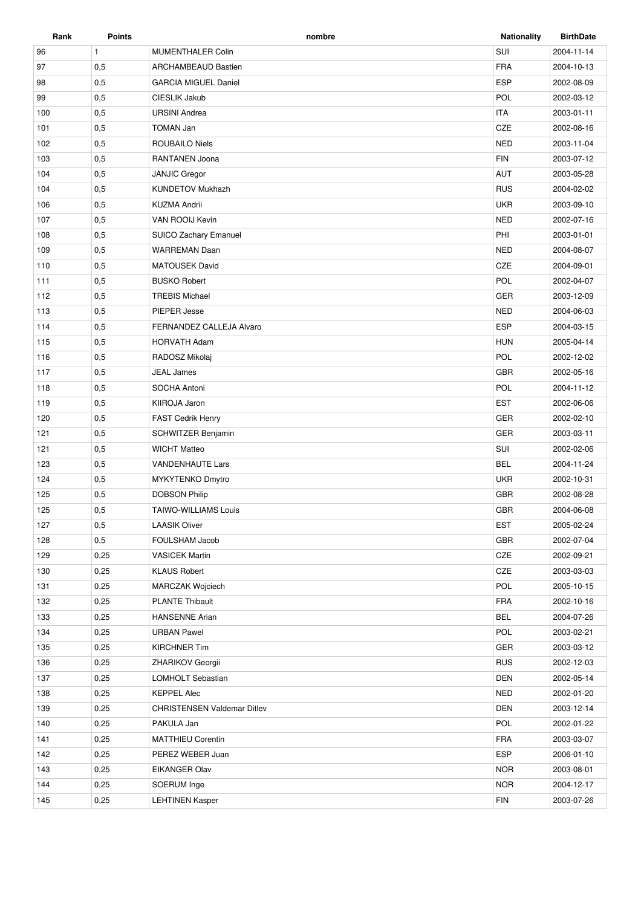| Rank | Points | nombre | Nationality | BirthDate |
|---|---|---|---|---|
| 96 | 1 | MUMENTHALER Colin | SUI | 2004-11-14 |
| 97 | 0,5 | ARCHAMBEAUD Bastien | FRA | 2004-10-13 |
| 98 | 0,5 | GARCIA MIGUEL Daniel | ESP | 2002-08-09 |
| 99 | 0,5 | CIESLIK Jakub | POL | 2002-03-12 |
| 100 | 0,5 | URSINI Andrea | ITA | 2003-01-11 |
| 101 | 0,5 | TOMAN Jan | CZE | 2002-08-16 |
| 102 | 0,5 | ROUBAILO Niels | NED | 2003-11-04 |
| 103 | 0,5 | RANTANEN Joona | FIN | 2003-07-12 |
| 104 | 0,5 | JANJIC Gregor | AUT | 2003-05-28 |
| 104 | 0,5 | KUNDETOV Mukhazh | RUS | 2004-02-02 |
| 106 | 0,5 | KUZMA Andrii | UKR | 2003-09-10 |
| 107 | 0,5 | VAN ROOIJ Kevin | NED | 2002-07-16 |
| 108 | 0,5 | SUICO Zachary Emanuel | PHI | 2003-01-01 |
| 109 | 0,5 | WARREMAN Daan | NED | 2004-08-07 |
| 110 | 0,5 | MATOUSEK David | CZE | 2004-09-01 |
| 111 | 0,5 | BUSKO Robert | POL | 2002-04-07 |
| 112 | 0,5 | TREBIS Michael | GER | 2003-12-09 |
| 113 | 0,5 | PIEPER Jesse | NED | 2004-06-03 |
| 114 | 0,5 | FERNANDEZ CALLEJA Alvaro | ESP | 2004-03-15 |
| 115 | 0,5 | HORVATH Adam | HUN | 2005-04-14 |
| 116 | 0,5 | RADOSZ Mikolaj | POL | 2002-12-02 |
| 117 | 0,5 | JEAL James | GBR | 2002-05-16 |
| 118 | 0,5 | SOCHA Antoni | POL | 2004-11-12 |
| 119 | 0,5 | KIIROJA Jaron | EST | 2002-06-06 |
| 120 | 0,5 | FAST Cedrik Henry | GER | 2002-02-10 |
| 121 | 0,5 | SCHWITZER Benjamin | GER | 2003-03-11 |
| 121 | 0,5 | WICHT Matteo | SUI | 2002-02-06 |
| 123 | 0,5 | VANDENHAUTE Lars | BEL | 2004-11-24 |
| 124 | 0,5 | MYKYTENKO Dmytro | UKR | 2002-10-31 |
| 125 | 0,5 | DOBSON Philip | GBR | 2002-08-28 |
| 125 | 0,5 | TAIWO-WILLIAMS Louis | GBR | 2004-06-08 |
| 127 | 0,5 | LAASIK Oliver | EST | 2005-02-24 |
| 128 | 0,5 | FOULSHAM Jacob | GBR | 2002-07-04 |
| 129 | 0,25 | VASICEK Martin | CZE | 2002-09-21 |
| 130 | 0,25 | KLAUS Robert | CZE | 2003-03-03 |
| 131 | 0,25 | MARCZAK Wojciech | POL | 2005-10-15 |
| 132 | 0,25 | PLANTE Thibault | FRA | 2002-10-16 |
| 133 | 0,25 | HANSENNE Arian | BEL | 2004-07-26 |
| 134 | 0,25 | URBAN Pawel | POL | 2003-02-21 |
| 135 | 0,25 | KIRCHNER Tim | GER | 2003-03-12 |
| 136 | 0,25 | ZHARIKOV Georgii | RUS | 2002-12-03 |
| 137 | 0,25 | LOMHOLT Sebastian | DEN | 2002-05-14 |
| 138 | 0,25 | KEPPEL Alec | NED | 2002-01-20 |
| 139 | 0,25 | CHRISTENSEN Valdemar Ditlev | DEN | 2003-12-14 |
| 140 | 0,25 | PAKULA Jan | POL | 2002-01-22 |
| 141 | 0,25 | MATTHIEU Corentin | FRA | 2003-03-07 |
| 142 | 0,25 | PEREZ WEBER Juan | ESP | 2006-01-10 |
| 143 | 0,25 | EIKANGER Olav | NOR | 2003-08-01 |
| 144 | 0,25 | SOERUM Inge | NOR | 2004-12-17 |
| 145 | 0,25 | LEHTINEN Kasper | FIN | 2003-07-26 |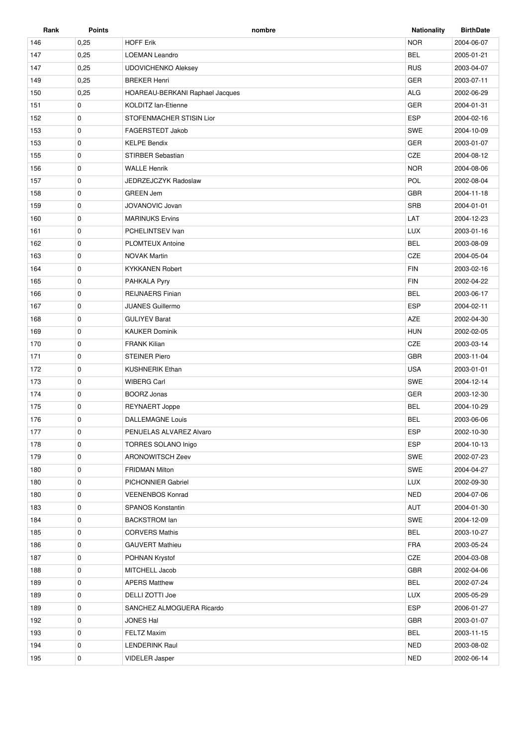| Rank | Points | nombre | Nationality | BirthDate |
| --- | --- | --- | --- | --- |
| 146 | 0,25 | HOFF Erik | NOR | 2004-06-07 |
| 147 | 0,25 | LOEMAN Leandro | BEL | 2005-01-21 |
| 147 | 0,25 | UDOVICHENKO Aleksey | RUS | 2003-04-07 |
| 149 | 0,25 | BREKER Henri | GER | 2003-07-11 |
| 150 | 0,25 | HOAREAU-BERKANI Raphael Jacques | ALG | 2002-06-29 |
| 151 | 0 | KOLDITZ Ian-Etienne | GER | 2004-01-31 |
| 152 | 0 | STOFENMACHER STISIN Lior | ESP | 2004-02-16 |
| 153 | 0 | FAGERSTEDT Jakob | SWE | 2004-10-09 |
| 153 | 0 | KELPE Bendix | GER | 2003-01-07 |
| 155 | 0 | STIRBER Sebastian | CZE | 2004-08-12 |
| 156 | 0 | WALLE Henrik | NOR | 2004-08-06 |
| 157 | 0 | JEDRZEJCZYK Radoslaw | POL | 2002-08-04 |
| 158 | 0 | GREEN Jem | GBR | 2004-11-18 |
| 159 | 0 | JOVANOVIC Jovan | SRB | 2004-01-01 |
| 160 | 0 | MARINUKS Ervins | LAT | 2004-12-23 |
| 161 | 0 | PCHELINTSEV Ivan | LUX | 2003-01-16 |
| 162 | 0 | PLOMTEUX Antoine | BEL | 2003-08-09 |
| 163 | 0 | NOVAK Martin | CZE | 2004-05-04 |
| 164 | 0 | KYKKANEN Robert | FIN | 2003-02-16 |
| 165 | 0 | PAHKALA Pyry | FIN | 2002-04-22 |
| 166 | 0 | REIJNAERS Finian | BEL | 2003-06-17 |
| 167 | 0 | JUANES Guillermo | ESP | 2004-02-11 |
| 168 | 0 | GULIYEV Barat | AZE | 2002-04-30 |
| 169 | 0 | KAUKER Dominik | HUN | 2002-02-05 |
| 170 | 0 | FRANK Kilian | CZE | 2003-03-14 |
| 171 | 0 | STEINER Piero | GBR | 2003-11-04 |
| 172 | 0 | KUSHNERIK Ethan | USA | 2003-01-01 |
| 173 | 0 | WIBERG Carl | SWE | 2004-12-14 |
| 174 | 0 | BOORZ Jonas | GER | 2003-12-30 |
| 175 | 0 | REYNAERT Joppe | BEL | 2004-10-29 |
| 176 | 0 | DALLEMAGNE Louis | BEL | 2003-06-06 |
| 177 | 0 | PENUELAS ALVAREZ Alvaro | ESP | 2002-10-30 |
| 178 | 0 | TORRES SOLANO Inigo | ESP | 2004-10-13 |
| 179 | 0 | ARONOWITSCH Zeev | SWE | 2002-07-23 |
| 180 | 0 | FRIDMAN Milton | SWE | 2004-04-27 |
| 180 | 0 | PICHONNIER Gabriel | LUX | 2002-09-30 |
| 180 | 0 | VEENENBOS Konrad | NED | 2004-07-06 |
| 183 | 0 | SPANOS Konstantin | AUT | 2004-01-30 |
| 184 | 0 | BACKSTROM Ian | SWE | 2004-12-09 |
| 185 | 0 | CORVERS Mathis | BEL | 2003-10-27 |
| 186 | 0 | GAUVERT Mathieu | FRA | 2003-05-24 |
| 187 | 0 | POHNAN Krystof | CZE | 2004-03-08 |
| 188 | 0 | MITCHELL Jacob | GBR | 2002-04-06 |
| 189 | 0 | APERS Matthew | BEL | 2002-07-24 |
| 189 | 0 | DELLI ZOTTI Joe | LUX | 2005-05-29 |
| 189 | 0 | SANCHEZ ALMOGUERA Ricardo | ESP | 2006-01-27 |
| 192 | 0 | JONES Hal | GBR | 2003-01-07 |
| 193 | 0 | FELTZ Maxim | BEL | 2003-11-15 |
| 194 | 0 | LENDERINK Raul | NED | 2003-08-02 |
| 195 | 0 | VIDELER Jasper | NED | 2002-06-14 |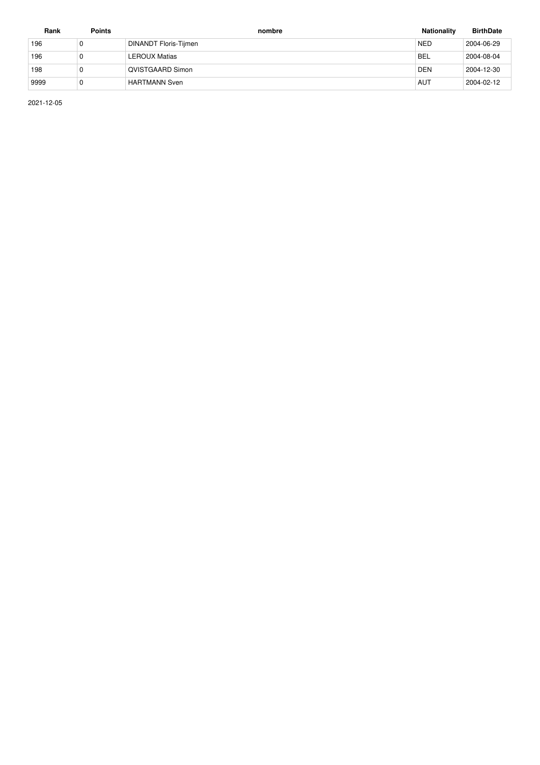| Rank | Points | nombre | Nationality | BirthDate |
| --- | --- | --- | --- | --- |
| 196 | 0 | DINANDT Floris-Tijmen | NED | 2004-06-29 |
| 196 | 0 | LEROUX Matias | BEL | 2004-08-04 |
| 198 | 0 | QVISTGAARD Simon | DEN | 2004-12-30 |
| 9999 | 0 | HARTMANN Sven | AUT | 2004-02-12 |

2021-12-05